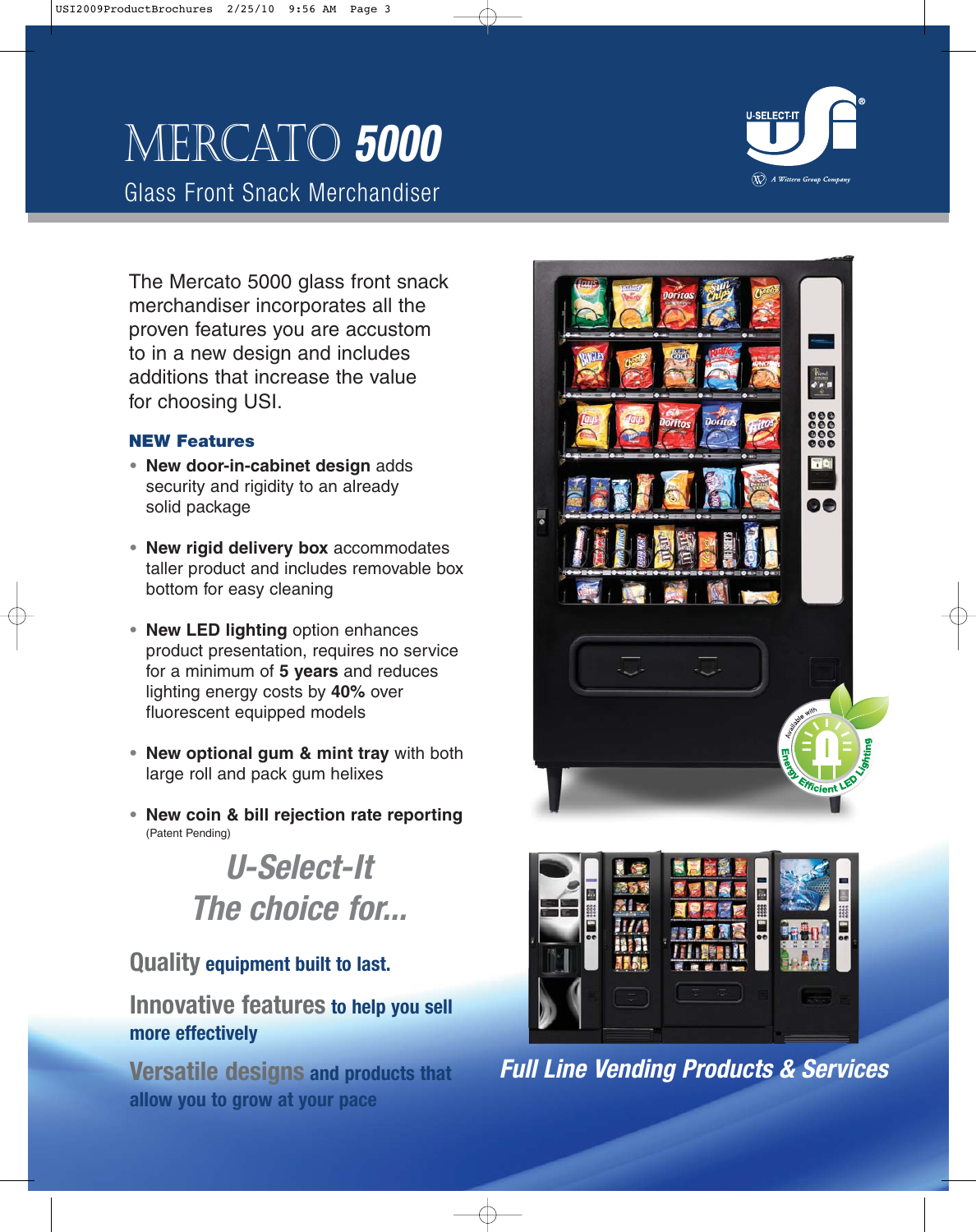# MERCATO 5000

## Glass Front Snack Merchandiser

The Mercato 5000 glass front snack merchandiser incorporates all the proven features you are accustom to in a new design and includes additions that increase the value for choosing USI.

### NEW Features

- **New door-in-cabinet design** adds security and rigidity to an already solid package
- **New rigid delivery box** accommodates taller product and includes removable box bottom for easy cleaning
- **New LED lighting** option enhances product presentation, requires no service for a minimum of **5 years** and reduces lighting energy costs by **40%** over fluorescent equipped models
- **New optional gum & mint tray** with both large roll and pack gum helixes
- **New coin & bill rejection rate reporting** (Patent Pending)

## *U-Select-It The choice for...*

**Quality** equipment built to last.

**Innovative features** to help you sell more effectively

**Versatile designs** and products that allow you to grow at your pace

***Full Line Vending Products & Services***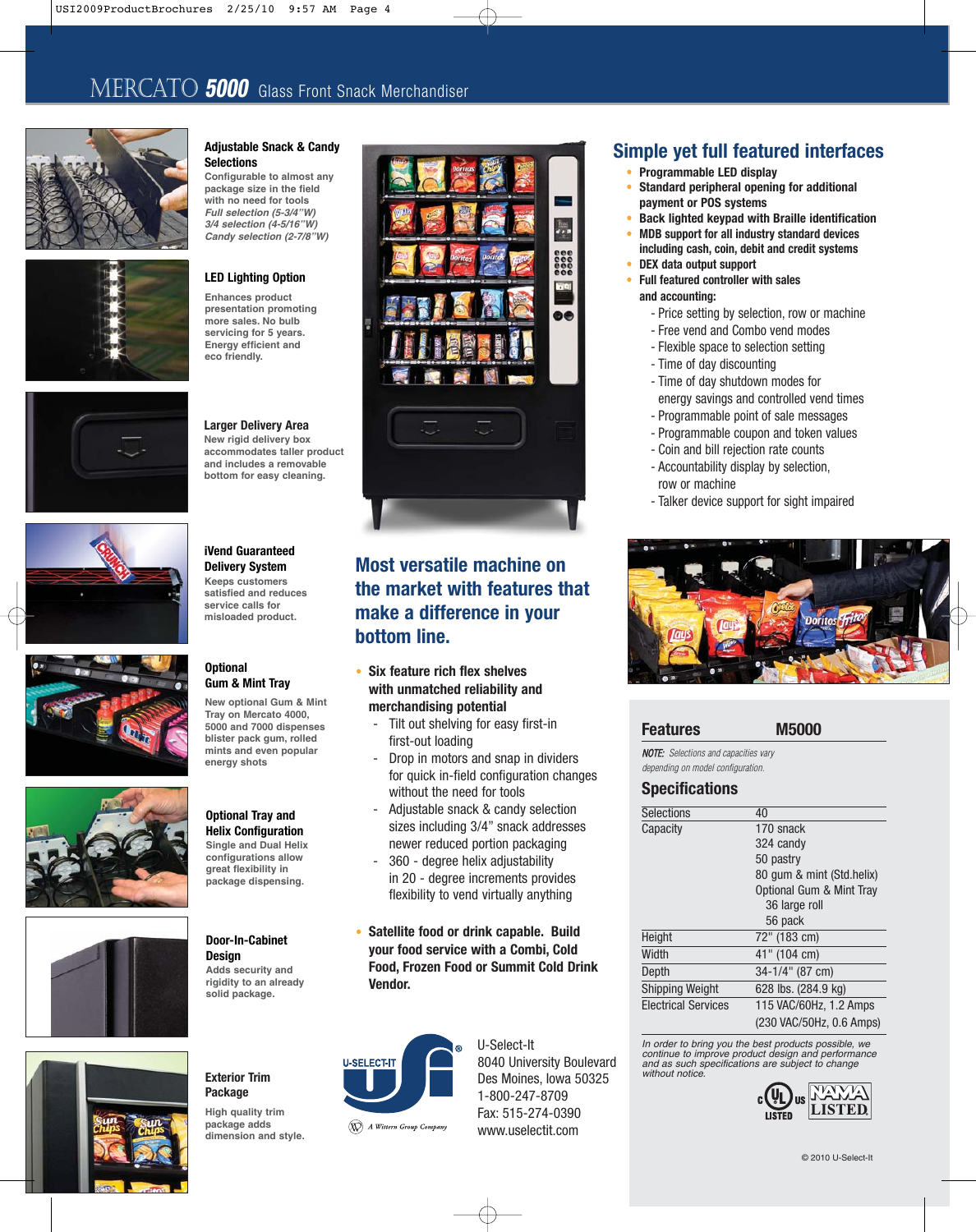# MERCATO *5000* Glass Front Snack Merchandiser

**Adjustable Snack & Candy Selections**
Configurable to almost any package size in the field with no need for tools
*Full selection (5-3/4"W)*
*3/4 selection (4-5/16"W)*
*Candy selection (2-7/8"W)*

**LED Lighting Option**
Enhances product presentation promoting more sales. No bulb servicing for 5 years. Energy efficient and eco friendly.

**Larger Delivery Area**
New rigid delivery box accommodates taller product and includes a removable bottom for easy cleaning.

**iVend Guaranteed Delivery System**
Keeps customers satisfied and reduces service calls for misloaded product.

**Optional Gum & Mint Tray**
New optional Gum & Mint Tray on Mercato 4000, 5000 and 7000 dispenses blister pack gum, rolled mints and even popular energy shots

**Optional Tray and Helix Configuration**
Single and Dual Helix configurations allow great flexibility in package dispensing.

**Door-In-Cabinet Design**
Adds security and rigidity to an already solid package.

**Exterior Trim Package**
High quality trim package adds dimension and style.

## Most versatile machine on the market with features that make a difference in your bottom line.

- **Six feature rich flex shelves with unmatched reliability and merchandising potential**
  - Tilt out shelving for easy first-in first-out loading
  - Drop in motors and snap in dividers for quick in-field configuration changes without the need for tools
  - Adjustable snack & candy selection sizes including 3/4" snack addresses newer reduced portion packaging
  - 360 - degree helix adjustability in 20 - degree increments provides flexibility to vend virtually anything
- **Satellite food or drink capable. Build your food service with a Combi, Cold Food, Frozen Food or Summit Cold Drink Vendor.**

U-SELECT-IT
A Western Group Company

U-Select-It
8040 University Boulevard
Des Moines, Iowa 50325
1-800-247-8709
Fax: 515-274-0390
www.uselectit.com

## Simple yet full featured interfaces

- **Programmable LED display**
- **Standard peripheral opening for additional payment or POS systems**
- **Back lighted keypad with Braille identification**
- **MDB support for all industry standard devices including cash, coin, debit and credit systems**
- **DEX data output support**
- **Full featured controller with sales and accounting:**
  - Price setting by selection, row or machine
  - Free vend and Combo vend modes
  - Flexible space to selection setting
  - Time of day discounting
  - Time of day shutdown modes for energy savings and controlled vend times
  - Programmable point of sale messages
  - Programmable coupon and token values
  - Coin and bill rejection rate counts
  - Accountability display by selection, row or machine
  - Talker device support for sight impaired

## Features M5000

***NOTE:*** *Selections and capacities vary depending on model configuration.*

## Specifications

| | |
|---|---|
| Selections | 40 |
| Capacity | 170 snack<br>324 candy<br>50 pastry<br>80 gum & mint (Std.helix)<br>Optional Gum & Mint Tray<br>36 large roll<br>56 pack |
| Height | 72" (183 cm) |
| Width | 41" (104 cm) |
| Depth | 34-1/4" (87 cm) |
| Shipping Weight | 628 lbs. (284.9 kg) |
| Electrical Services | 115 VAC/60Hz, 1.2 Amps<br>(230 VAC/50Hz, 0.6 Amps) |

*In order to bring you the best products possible, we continue to improve product design and performance and as such specifications are subject to change without notice.*

c UL us LISTED — NAMA LISTED

© 2010 U-Select-It